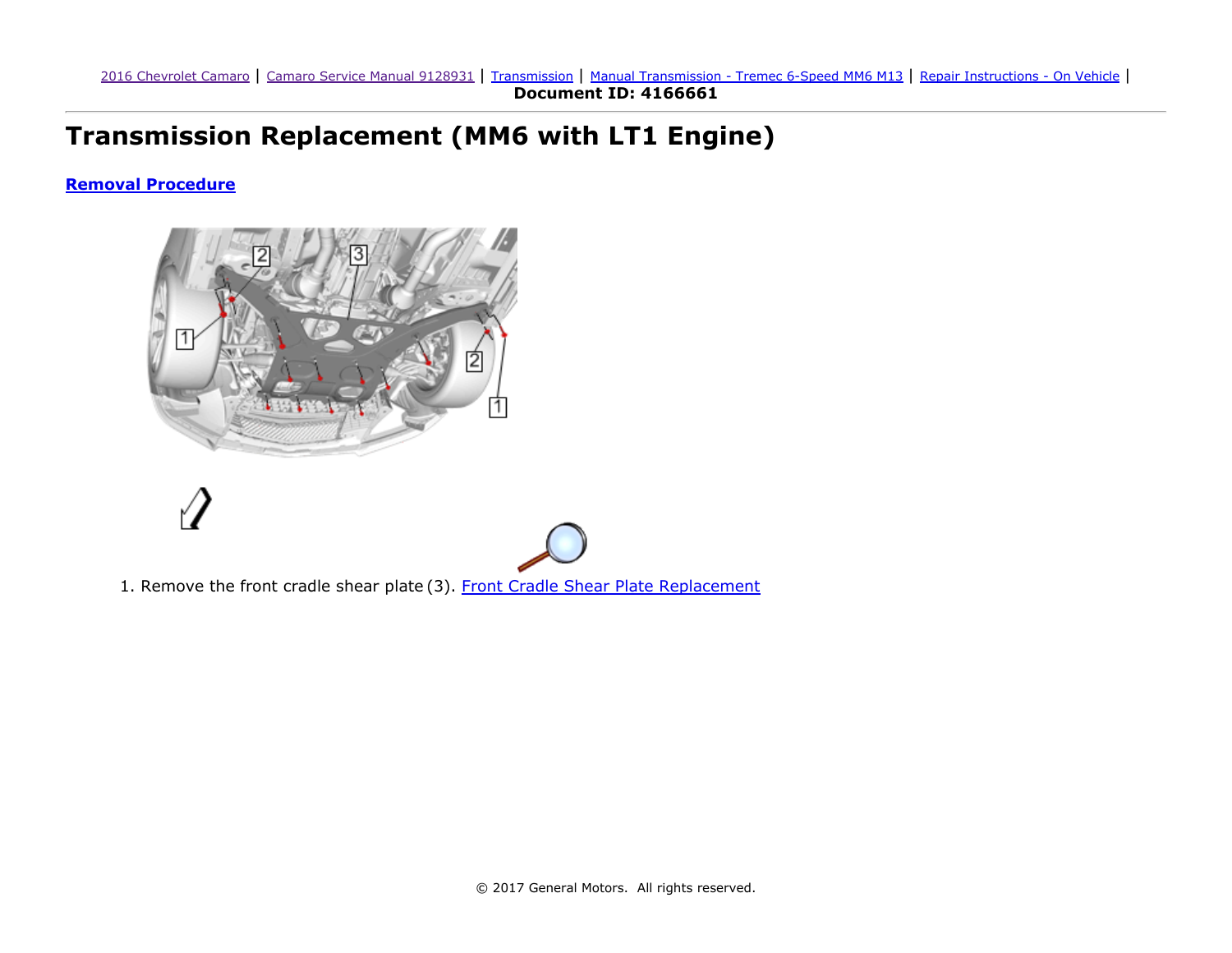2016 Chevrolet Camaro | Camaro Service Manual 9128931 | Transmission | Manual Transmission - Tremec 6-Speed MM6 M13 | Repair Instructions - On Vehicle |
**Document ID: 4166661**

# Transmission Replacement (MM6 with LT1 Engine)

## Removal Procedure

1. Remove the front cradle shear plate (3). Front Cradle Shear Plate Replacement

© 2017 General Motors. All rights reserved.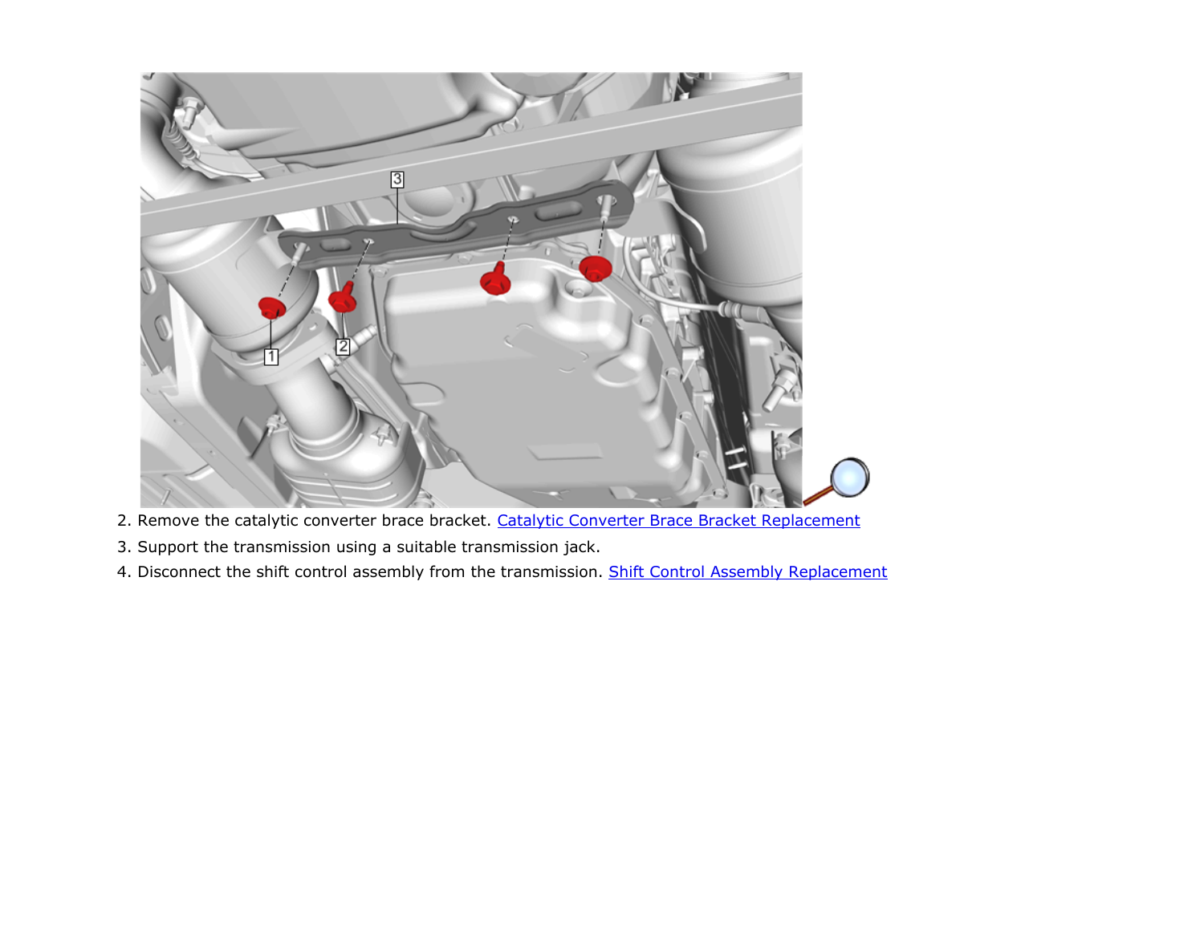2. Remove the catalytic converter brace bracket. [Catalytic Converter Brace Bracket Replacement]
3. Support the transmission using a suitable transmission jack.
4. Disconnect the shift control assembly from the transmission. [Shift Control Assembly Replacement]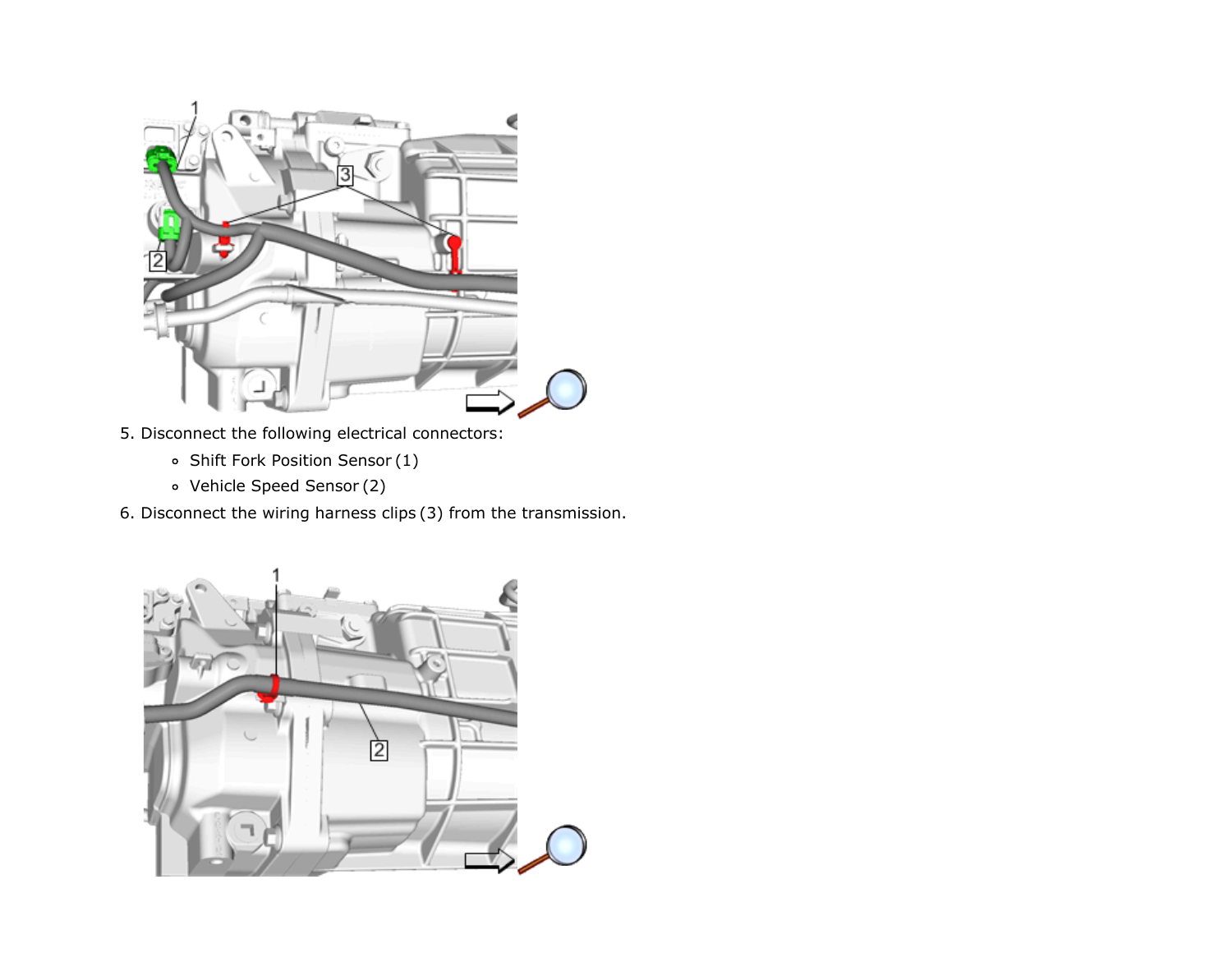5. Disconnect the following electrical connectors:
   - Shift Fork Position Sensor (1)
   - Vehicle Speed Sensor (2)
6. Disconnect the wiring harness clips (3) from the transmission.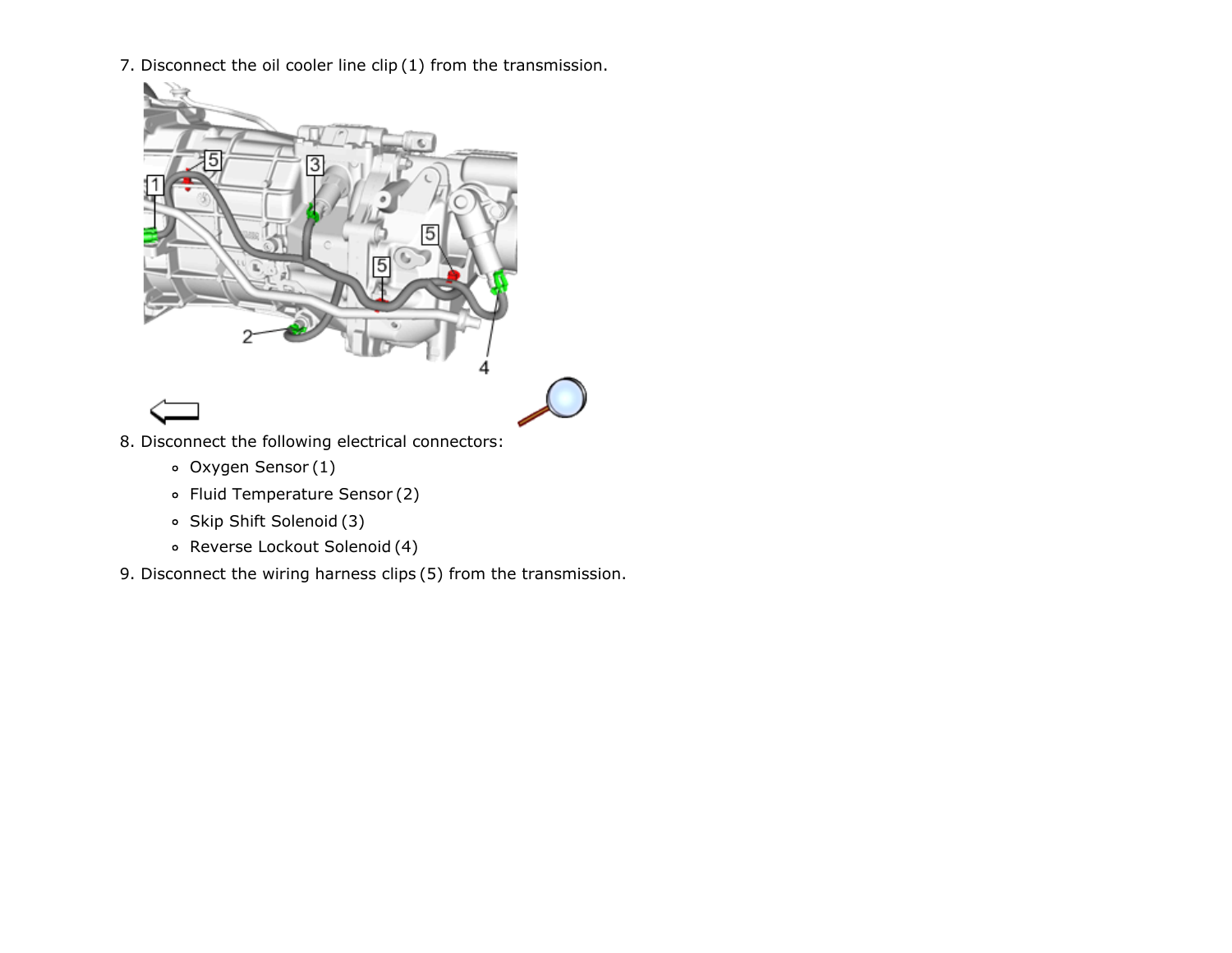7. Disconnect the oil cooler line clip (1) from the transmission.

8. Disconnect the following electrical connectors:
   - Oxygen Sensor (1)
   - Fluid Temperature Sensor (2)
   - Skip Shift Solenoid (3)
   - Reverse Lockout Solenoid (4)
9. Disconnect the wiring harness clips (5) from the transmission.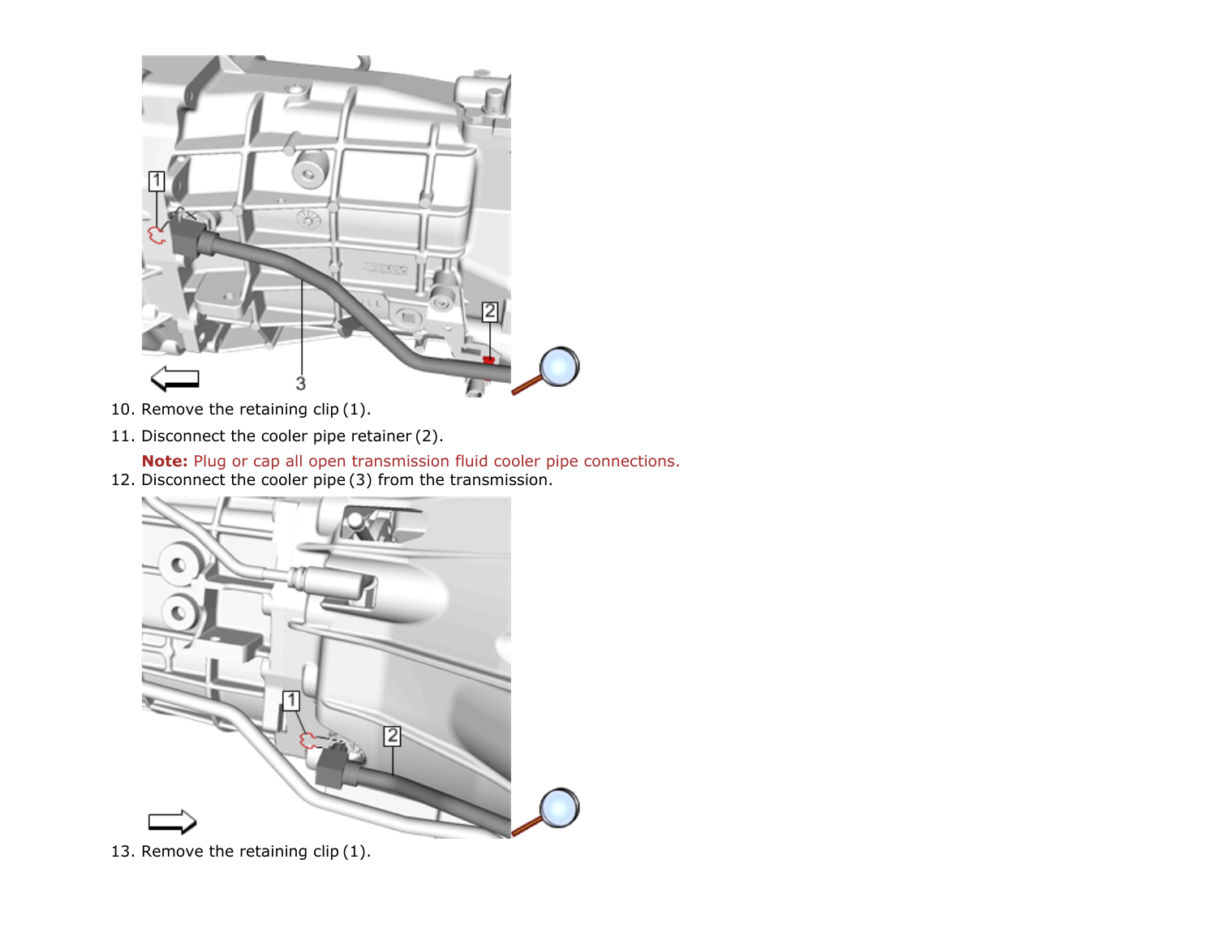10. Remove the retaining clip (1).
11. Disconnect the cooler pipe retainer (2).

    **Note:** Plug or cap all open transmission fluid cooler pipe connections.
12. Disconnect the cooler pipe (3) from the transmission.

13. Remove the retaining clip (1).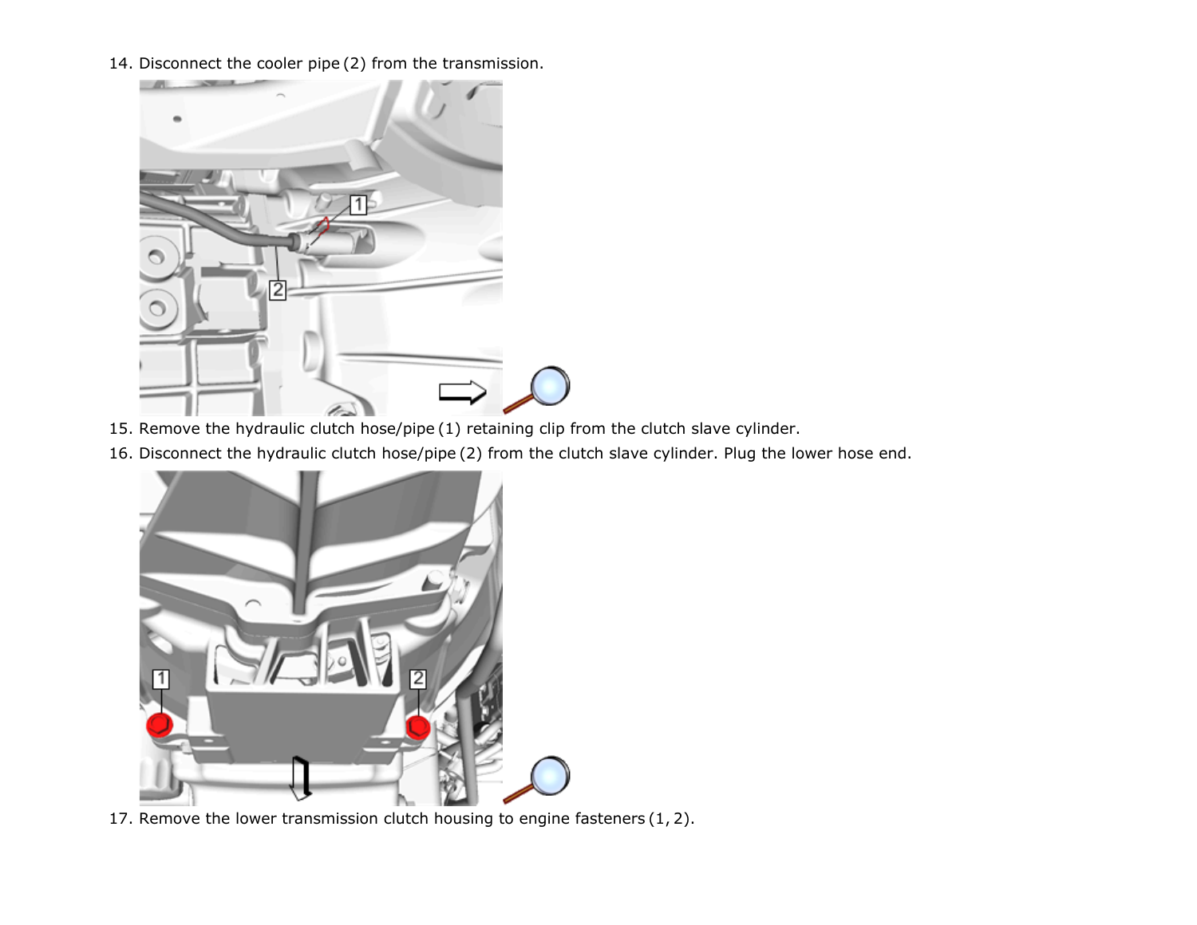14. Disconnect the cooler pipe (2) from the transmission.

15. Remove the hydraulic clutch hose/pipe (1) retaining clip from the clutch slave cylinder.
16. Disconnect the hydraulic clutch hose/pipe (2) from the clutch slave cylinder. Plug the lower hose end.

17. Remove the lower transmission clutch housing to engine fasteners (1, 2).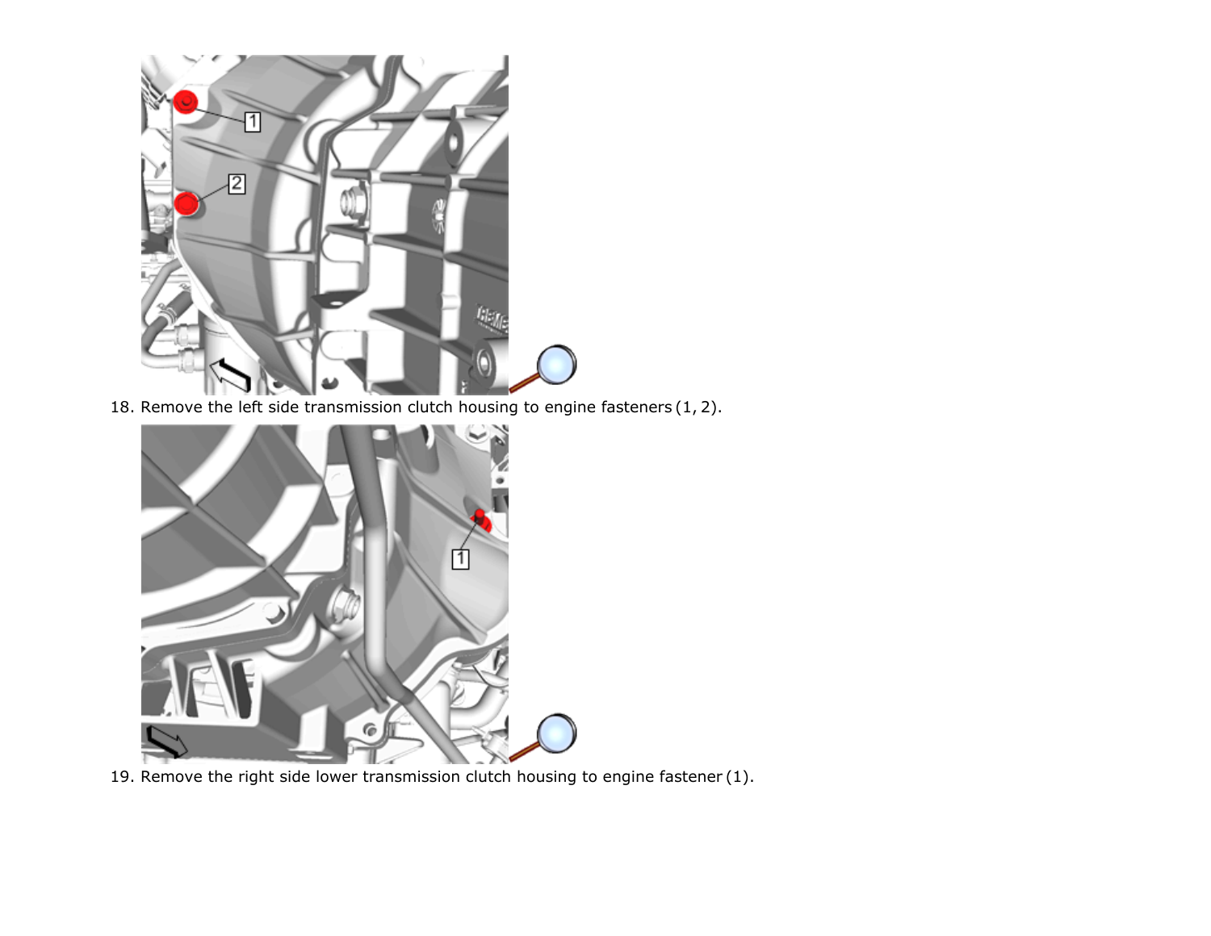18. Remove the left side transmission clutch housing to engine fasteners (1, 2).

19. Remove the right side lower transmission clutch housing to engine fastener (1).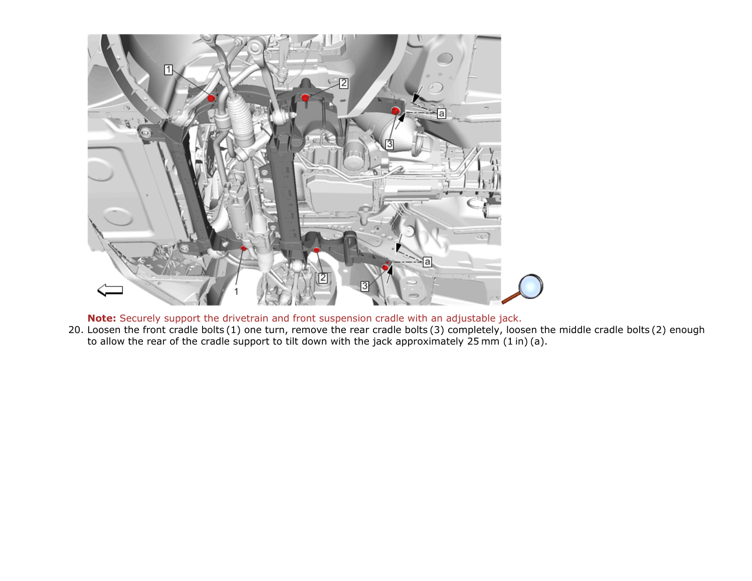**Note:** Securely support the drivetrain and front suspension cradle with an adjustable jack.

20. Loosen the front cradle bolts (1) one turn, remove the rear cradle bolts (3) completely, loosen the middle cradle bolts (2) enough to allow the rear of the cradle support to tilt down with the jack approximately 25 mm (1 in) (a).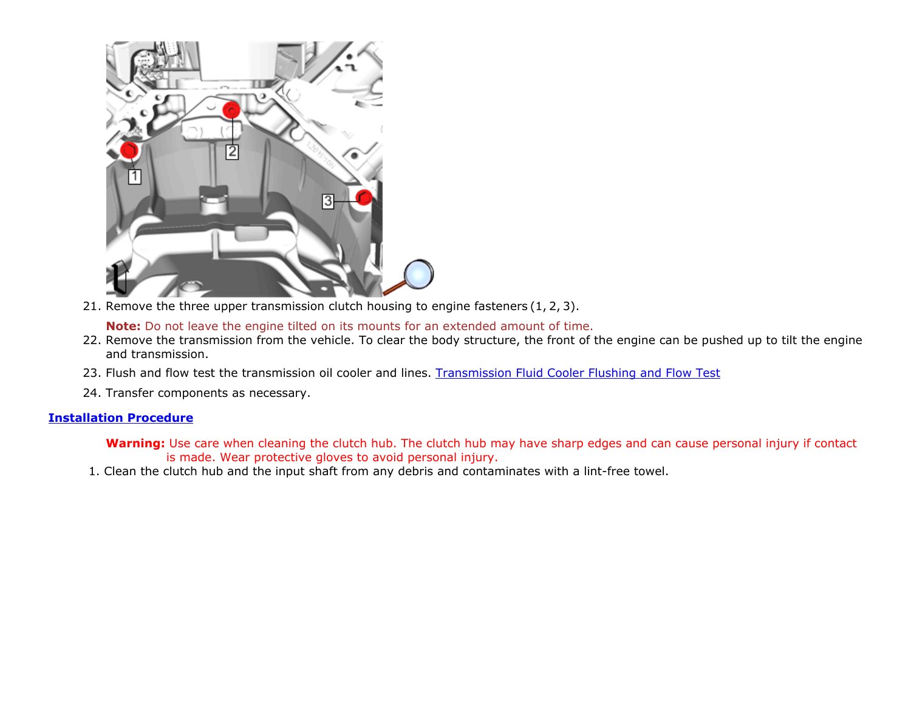21. Remove the three upper transmission clutch housing to engine fasteners (1, 2, 3).

    **Note:** Do not leave the engine tilted on its mounts for an extended amount of time.

22. Remove the transmission from the vehicle. To clear the body structure, the front of the engine can be pushed up to tilt the engine and transmission.
23. Flush and flow test the transmission oil cooler and lines. Transmission Fluid Cooler Flushing and Flow Test
24. Transfer components as necessary.

## Installation Procedure

**Warning:** Use care when cleaning the clutch hub. The clutch hub may have sharp edges and can cause personal injury if contact is made. Wear protective gloves to avoid personal injury.

1. Clean the clutch hub and the input shaft from any debris and contaminates with a lint-free towel.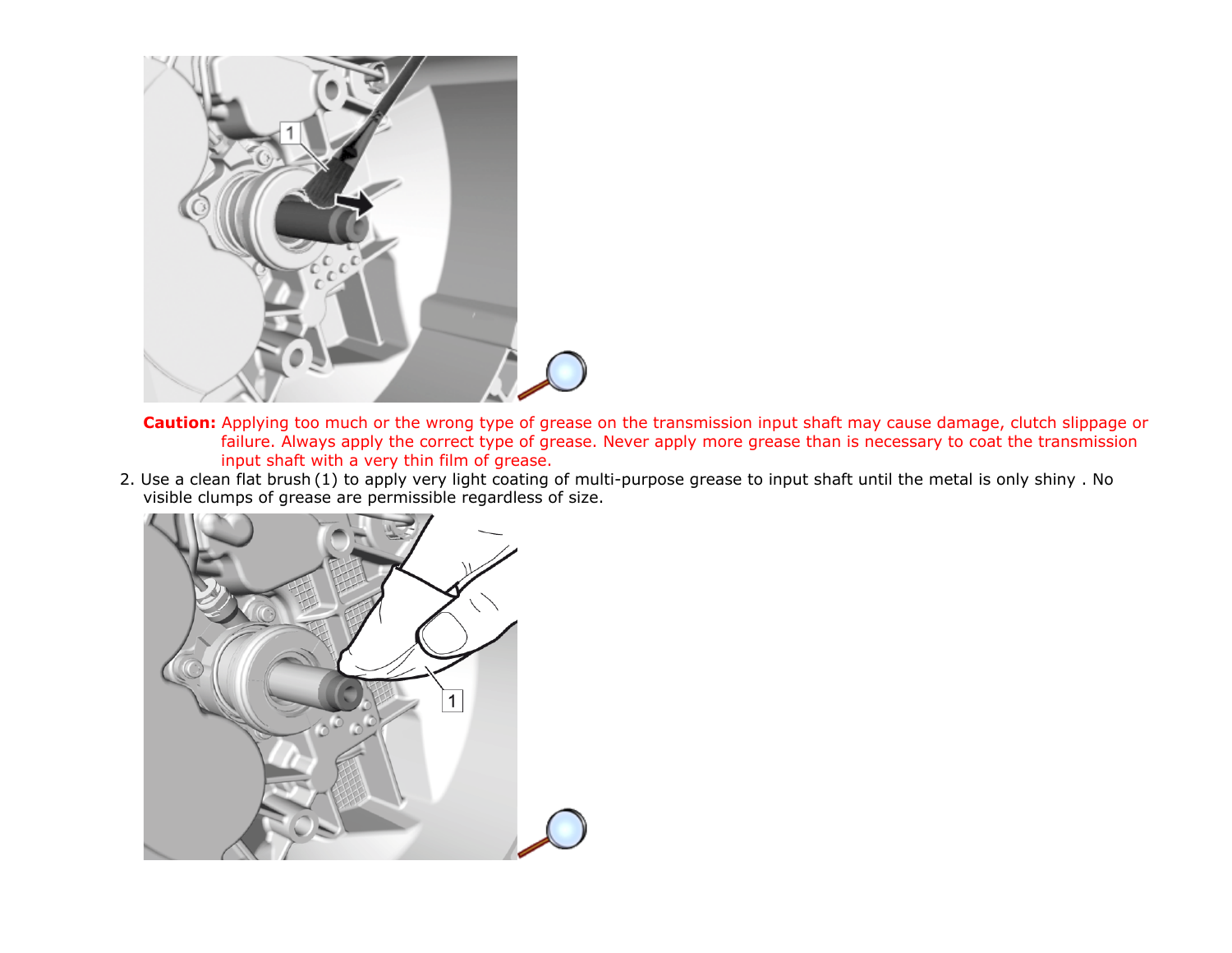**Caution:** Applying too much or the wrong type of grease on the transmission input shaft may cause damage, clutch slippage or failure. Always apply the correct type of grease. Never apply more grease than is necessary to coat the transmission input shaft with a very thin film of grease.

2. Use a clean flat brush (1) to apply very light coating of multi-purpose grease to input shaft until the metal is only shiny . No visible clumps of grease are permissible regardless of size.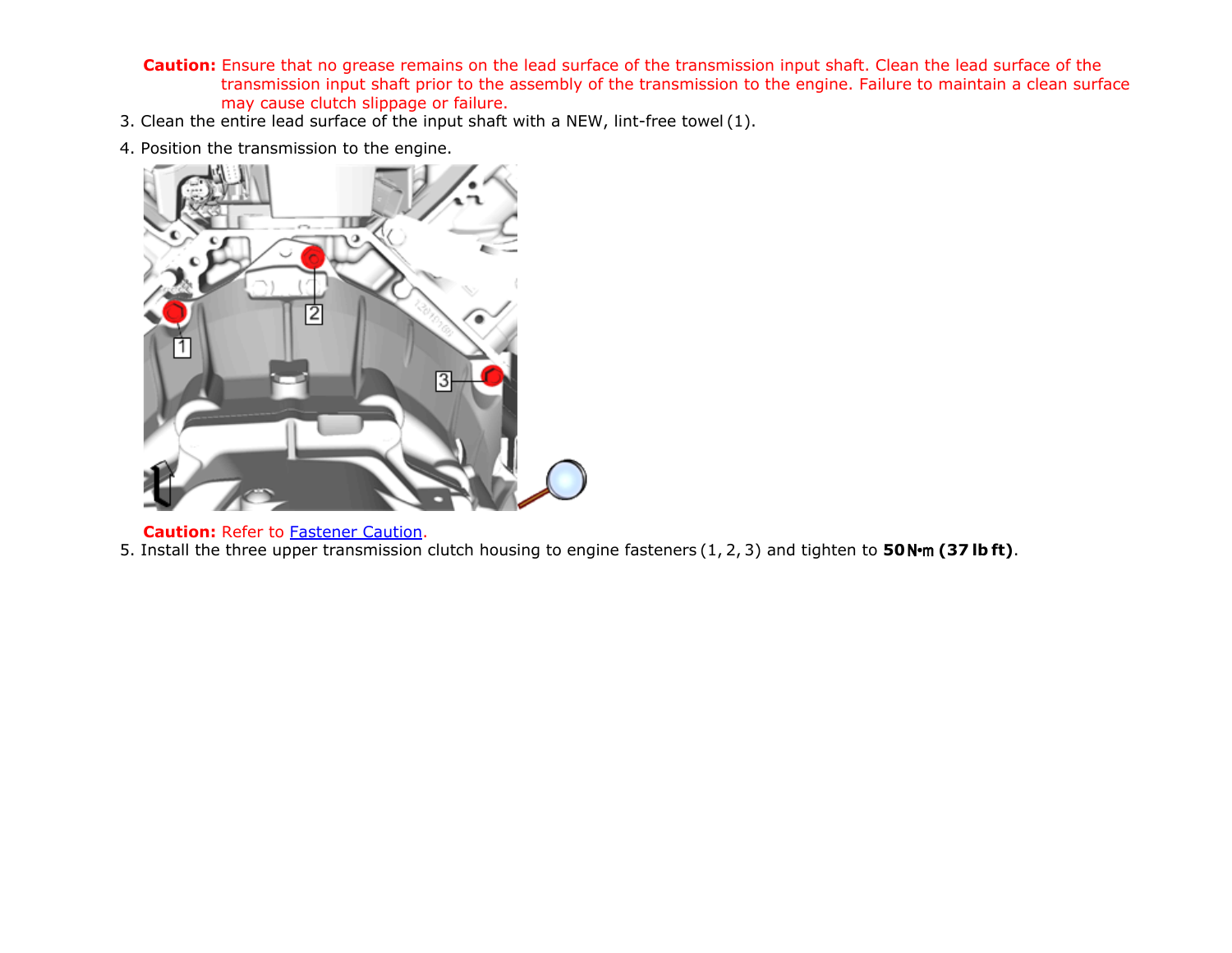**Caution:** Ensure that no grease remains on the lead surface of the transmission input shaft. Clean the lead surface of the transmission input shaft prior to the assembly of the transmission to the engine. Failure to maintain a clean surface may cause clutch slippage or failure.

3. Clean the entire lead surface of the input shaft with a NEW, lint-free towel (1).
4. Position the transmission to the engine.

**Caution:** Refer to Fastener Caution.

5. Install the three upper transmission clutch housing to engine fasteners (1, 2, 3) and tighten to **50 N•m (37 lb ft)**.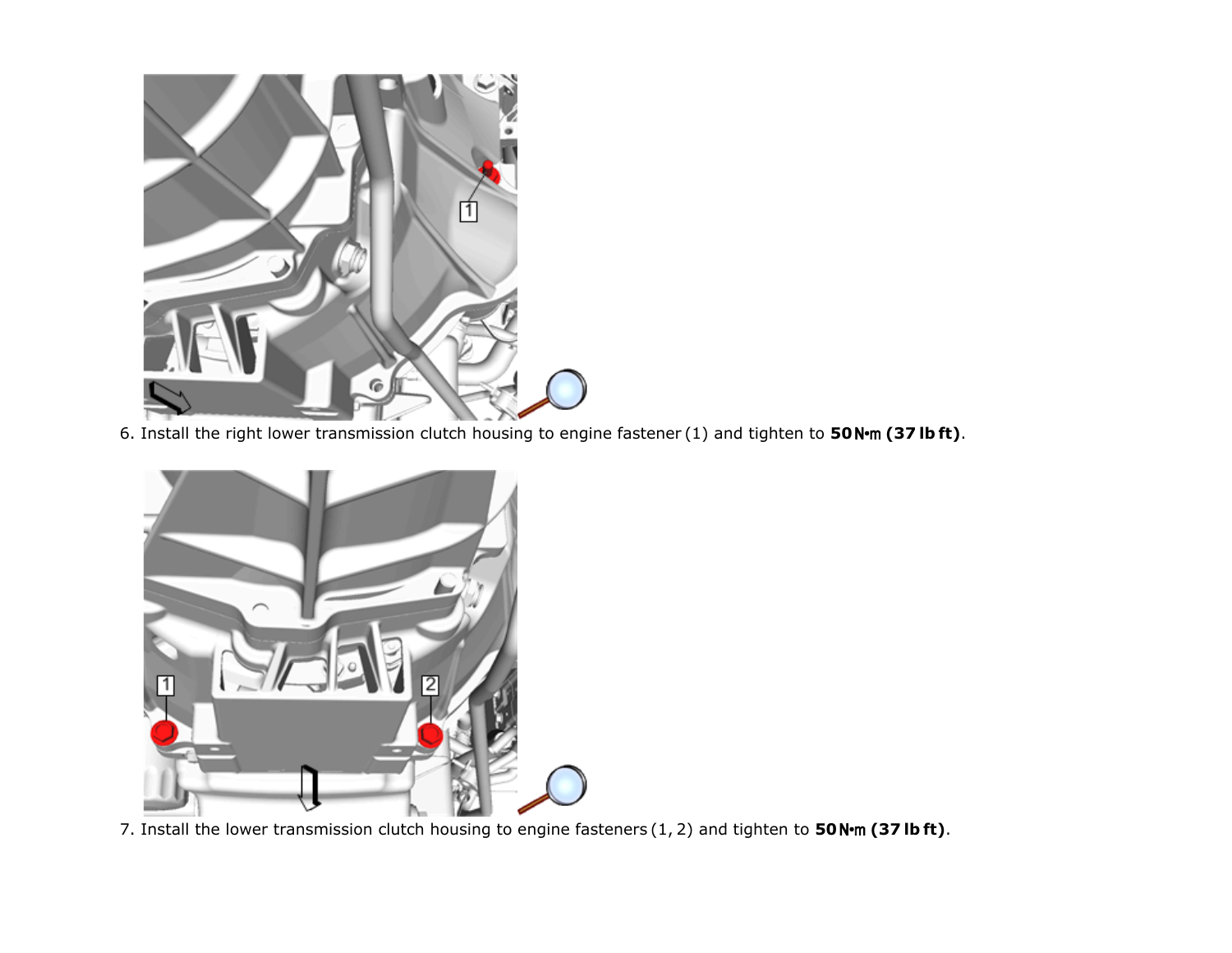6. Install the right lower transmission clutch housing to engine fastener (1) and tighten to **50 N·m (37 lb ft)**.

7. Install the lower transmission clutch housing to engine fasteners (1, 2) and tighten to **50 N·m (37 lb ft)**.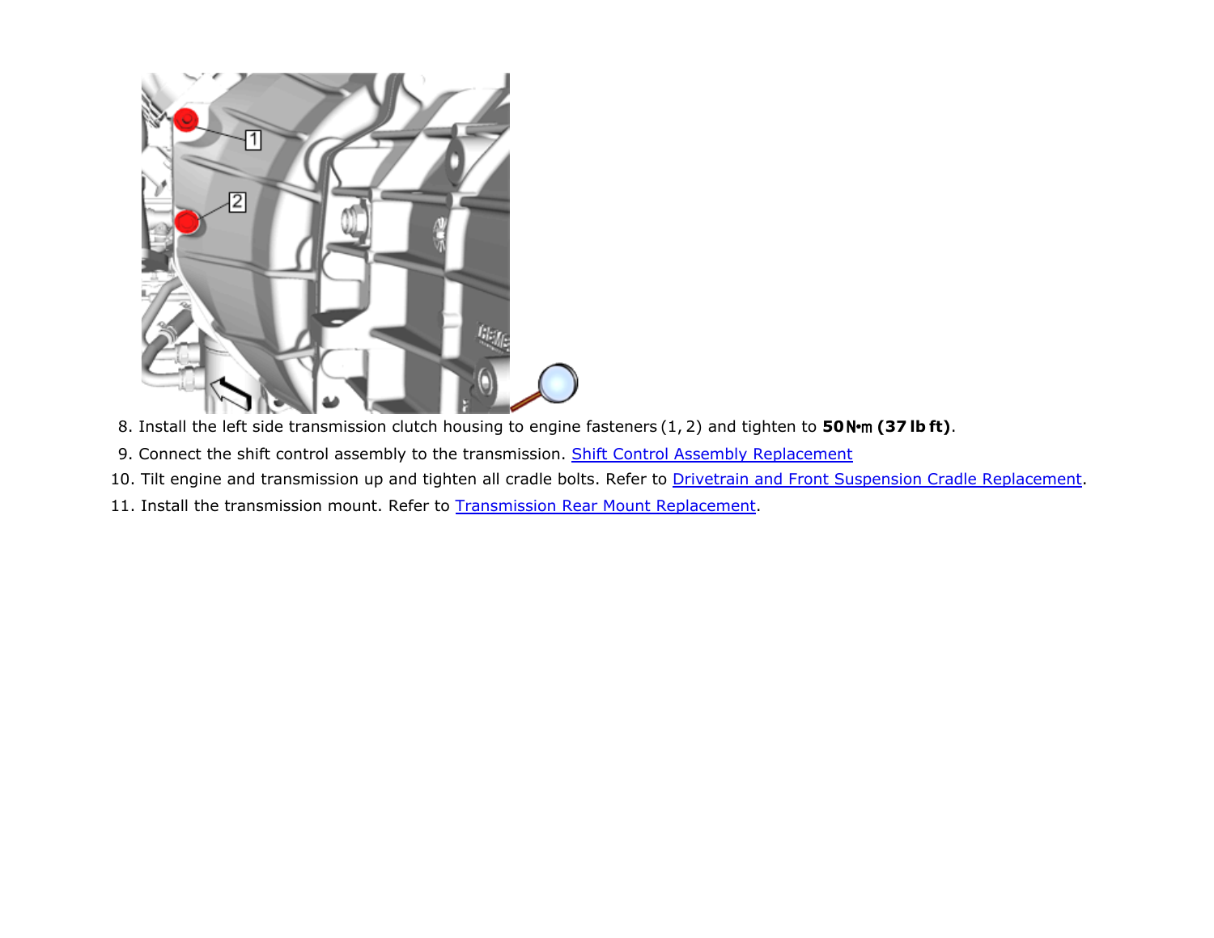8. Install the left side transmission clutch housing to engine fasteners (1, 2) and tighten to **50 N•m (37 lb ft)**.
9. Connect the shift control assembly to the transmission. Shift Control Assembly Replacement
10. Tilt engine and transmission up and tighten all cradle bolts. Refer to Drivetrain and Front Suspension Cradle Replacement.
11. Install the transmission mount. Refer to Transmission Rear Mount Replacement.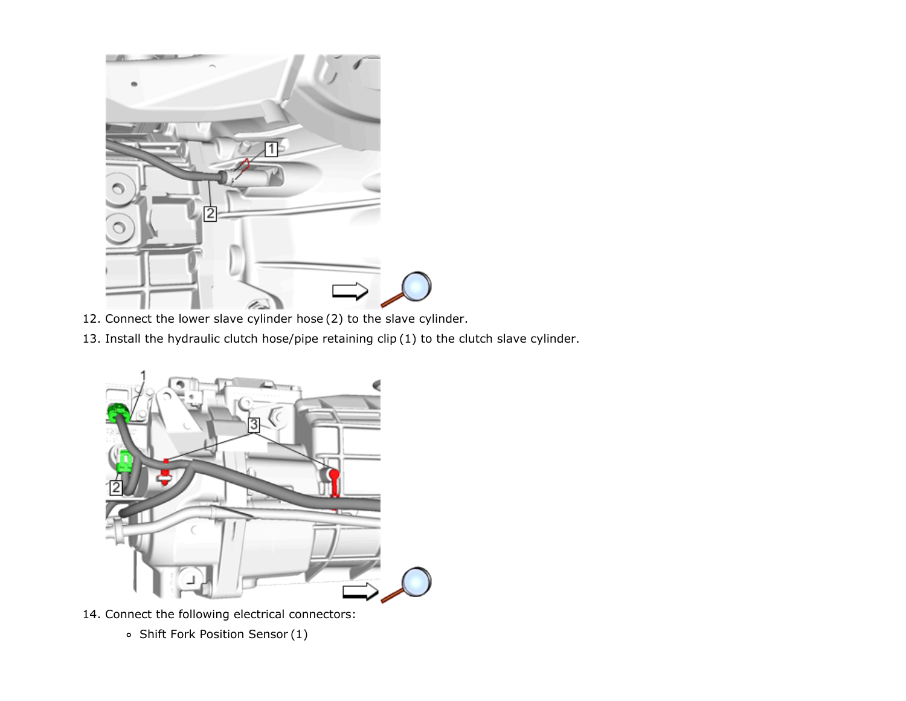12. Connect the lower slave cylinder hose (2) to the slave cylinder.
13. Install the hydraulic clutch hose/pipe retaining clip (1) to the clutch slave cylinder.

14. Connect the following electrical connectors:
    - Shift Fork Position Sensor (1)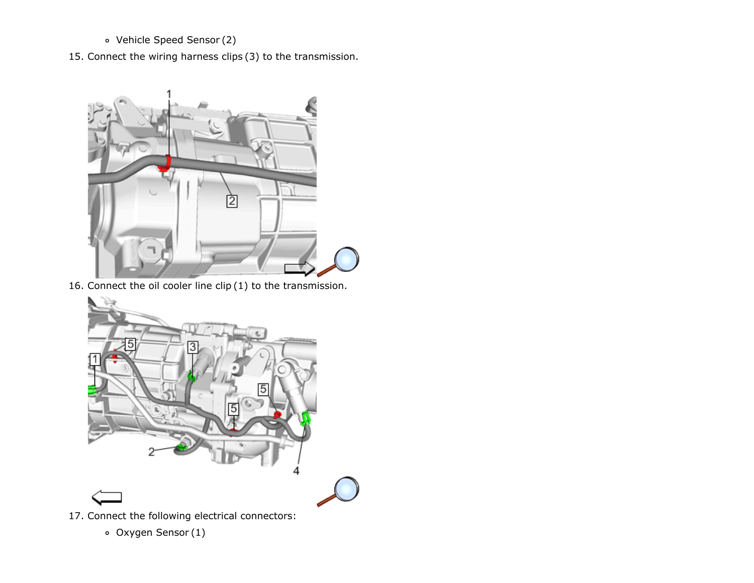- Vehicle Speed Sensor (2)

15. Connect the wiring harness clips (3) to the transmission.

16. Connect the oil cooler line clip (1) to the transmission.

17. Connect the following electrical connectors:
    - Oxygen Sensor (1)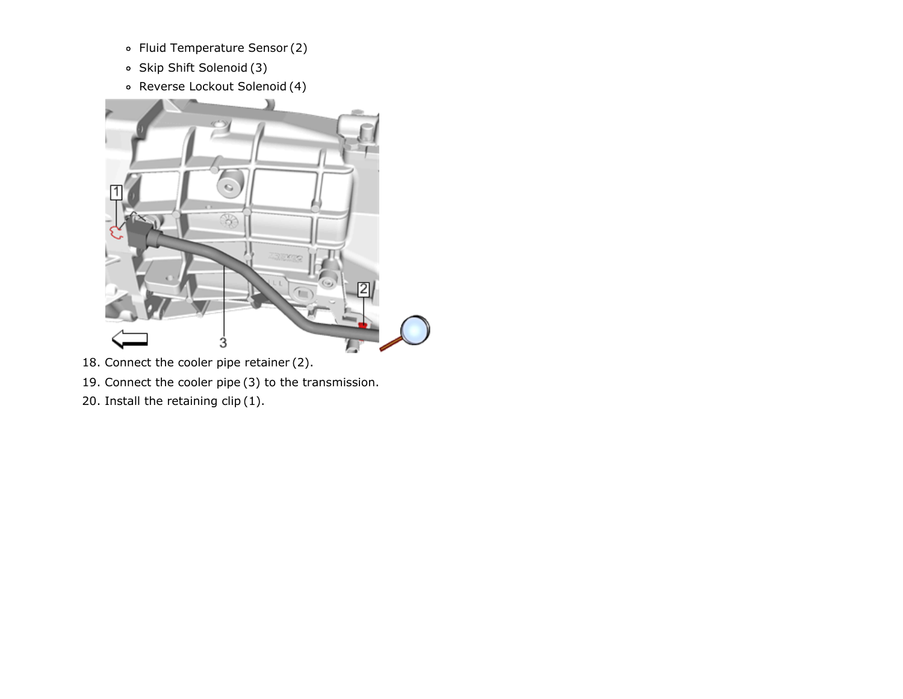- Fluid Temperature Sensor (2)
- Skip Shift Solenoid (3)
- Reverse Lockout Solenoid (4)

18. Connect the cooler pipe retainer (2).
19. Connect the cooler pipe (3) to the transmission.
20. Install the retaining clip (1).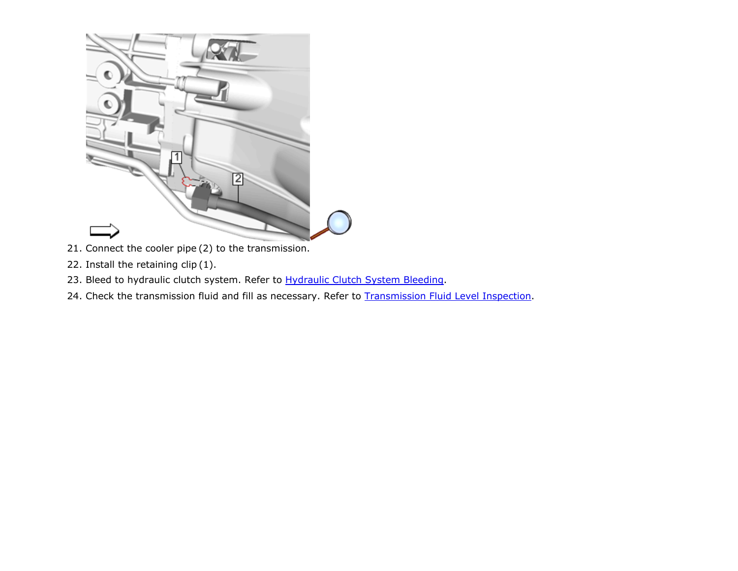21. Connect the cooler pipe (2) to the transmission.
22. Install the retaining clip (1).
23. Bleed to hydraulic clutch system. Refer to Hydraulic Clutch System Bleeding.
24. Check the transmission fluid and fill as necessary. Refer to Transmission Fluid Level Inspection.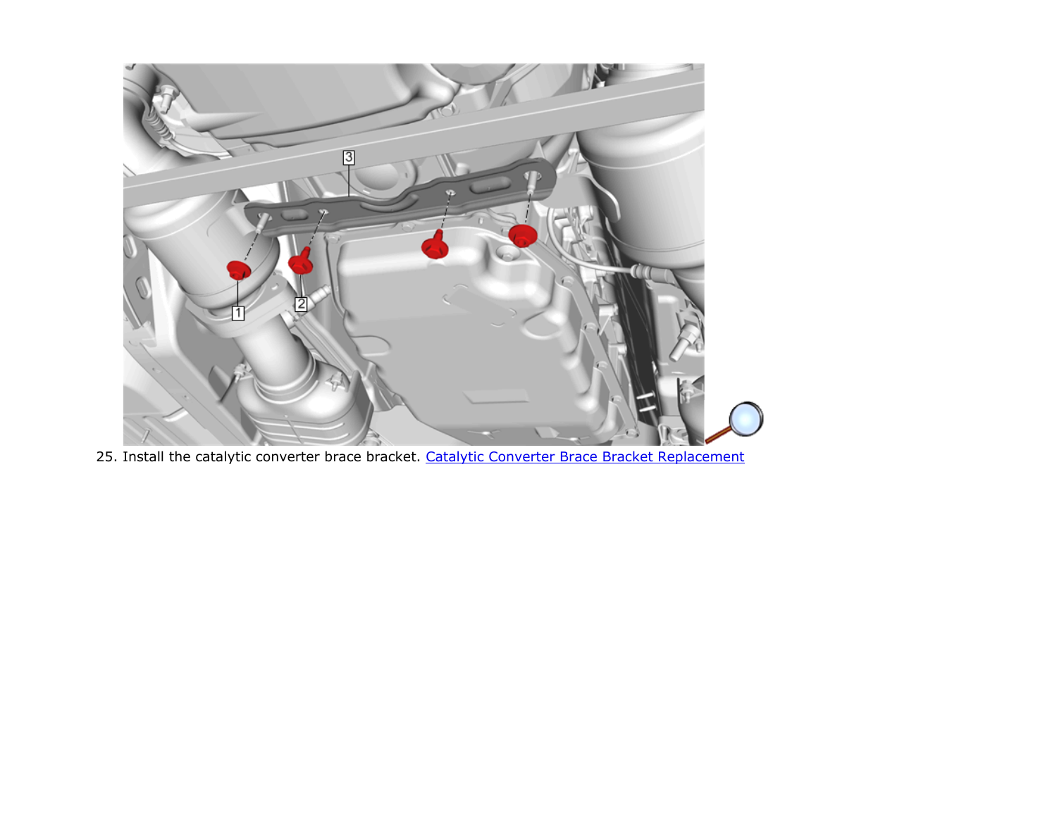25. Install the catalytic converter brace bracket. Catalytic Converter Brace Bracket Replacement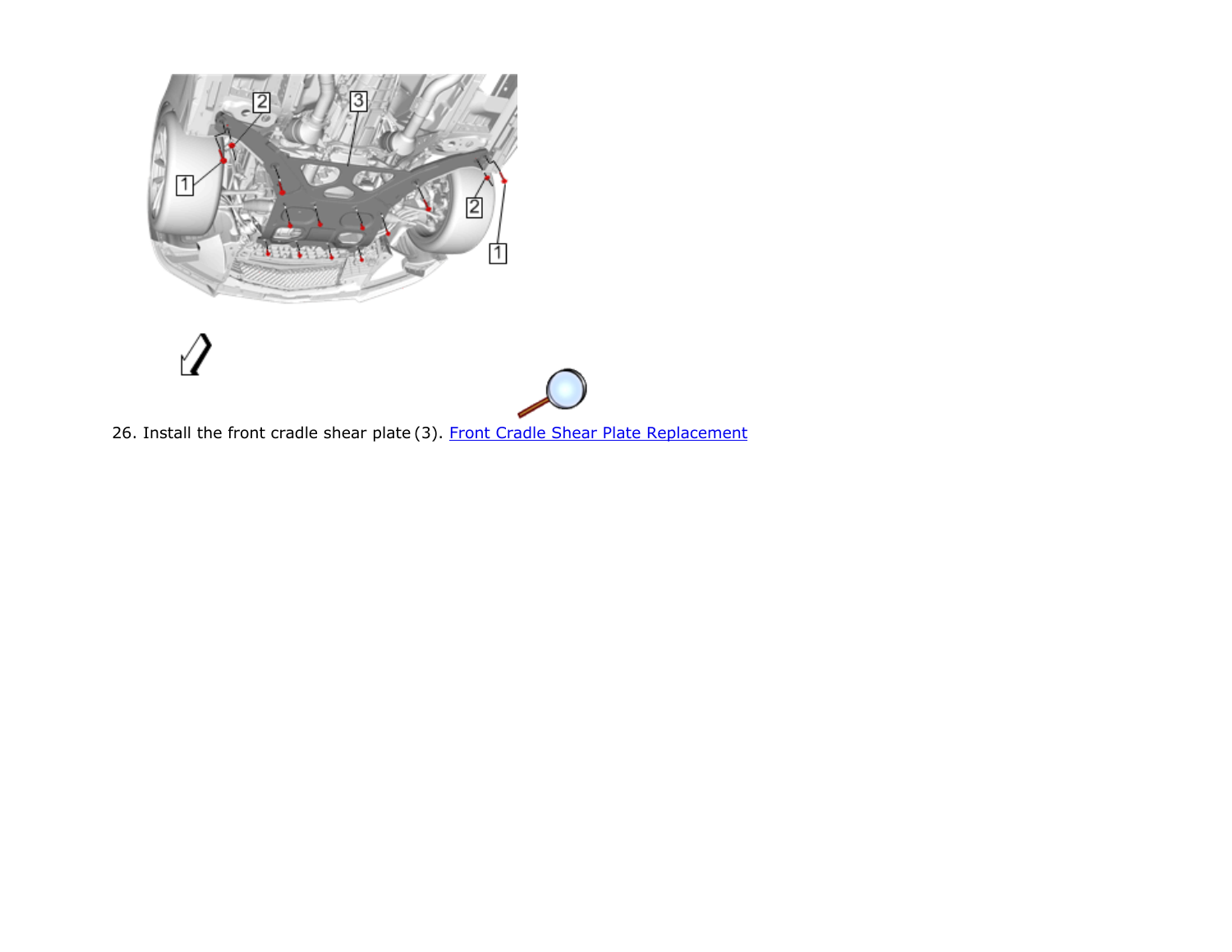26. Install the front cradle shear plate (3). Front Cradle Shear Plate Replacement